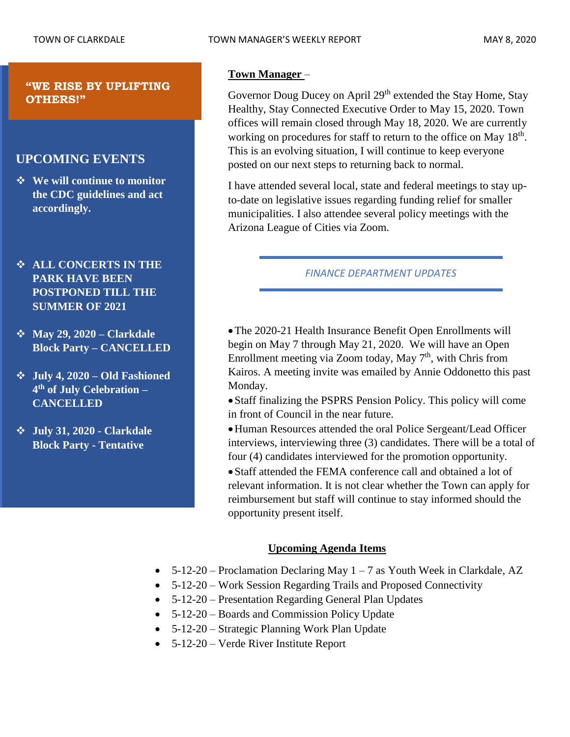**"WE RISE BY UPLIFTING OTHERS!"**

## UPCOMING EVENTS

- **We will continue to monitor the CDC guidelines and act accordingly.**
- **ALL CONCERTS IN THE PARK HAVE BEEN POSTPONED TILL THE SUMMER OF 2021**
- **May 29, 2020 – Clarkdale Block Party – CANCELLED**
- **July 4, 2020 – Old Fashioned 4th of July Celebration – CANCELLED**
- **July 31, 2020 - Clarkdale Block Party - Tentative**

**Town Manager** –

Governor Doug Ducey on April 29th extended the Stay Home, Stay Healthy, Stay Connected Executive Order to May 15, 2020. Town offices will remain closed through May 18, 2020. We are currently working on procedures for staff to return to the office on May 18th. This is an evolving situation, I will continue to keep everyone posted on our next steps to returning back to normal.

I have attended several local, state and federal meetings to stay up-to-date on legislative issues regarding funding relief for smaller municipalities. I also attendee several policy meetings with the Arizona League of Cities via Zoom.

*FINANCE DEPARTMENT UPDATES*

- The 2020-21 Health Insurance Benefit Open Enrollments will begin on May 7 through May 21, 2020. We will have an Open Enrollment meeting via Zoom today, May 7th, with Chris from Kairos. A meeting invite was emailed by Annie Oddonetto this past Monday.
- Staff finalizing the PSPRS Pension Policy. This policy will come in front of Council in the near future.
- Human Resources attended the oral Police Sergeant/Lead Officer interviews, interviewing three (3) candidates. There will be a total of four (4) candidates interviewed for the promotion opportunity.
- Staff attended the FEMA conference call and obtained a lot of relevant information. It is not clear whether the Town can apply for reimbursement but staff will continue to stay informed should the opportunity present itself.

**Upcoming Agenda Items**

- 5-12-20 – Proclamation Declaring May 1 – 7 as Youth Week in Clarkdale, AZ
- 5-12-20 – Work Session Regarding Trails and Proposed Connectivity
- 5-12-20 – Presentation Regarding General Plan Updates
- 5-12-20 – Boards and Commission Policy Update
- 5-12-20 – Strategic Planning Work Plan Update
- 5-12-20 – Verde River Institute Report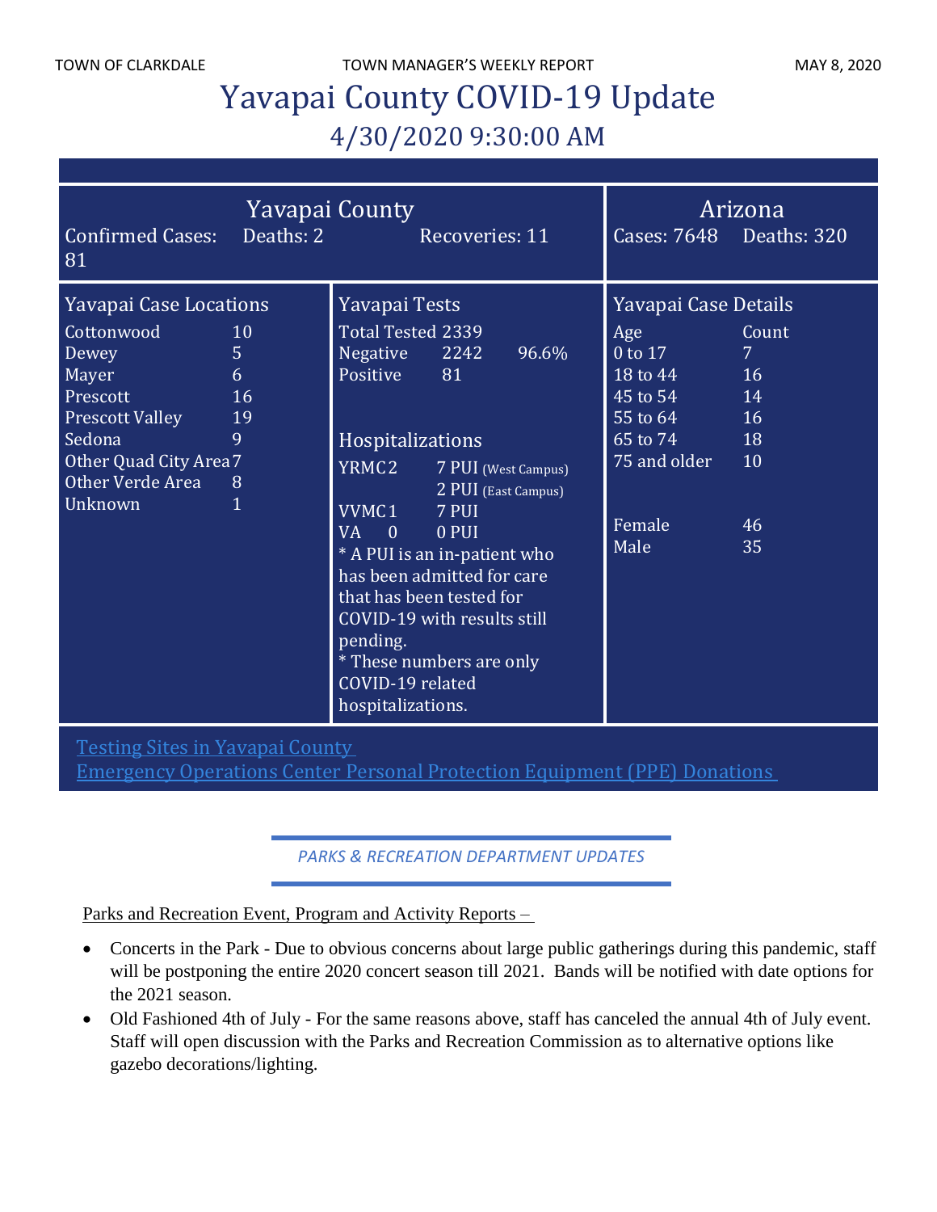# Yavapai County COVID-19 Update

## 4/30/2020 9:30:00 AM

### Yavapai County

Confirmed Cases: 81  Deaths: 2  Recoveries: 11

### Arizona

Cases: 7648  Deaths: 320

### Yavapai Case Locations

| Location | Count |
|---|---|
| Cottonwood | 10 |
| Dewey | 5 |
| Mayer | 6 |
| Prescott | 16 |
| Prescott Valley | 19 |
| Sedona | 9 |
| Other Quad City Area | 7 |
| Other Verde Area | 8 |
| Unknown | 1 |

### Yavapai Tests

| | | |
|---|---|---|
| Total Tested | 2339 | |
| Negative | 2242 | 96.6% |
| Positive | 81 | |

### Hospitalizations

| | | |
|---|---|---|
| YRMC | 2 | 7 PUI (West Campus) |
| | | 2 PUI (East Campus) |
| VVMC | 1 | 7 PUI |
| VA | 0 | 0 PUI |

* A PUI is an in-patient who has been admitted for care that has been tested for COVID-19 with results still pending.
* These numbers are only COVID-19 related hospitalizations.

### Yavapai Case Details

| Age | Count |
|---|---|
| 0 to 17 | 7 |
| 18 to 44 | 16 |
| 45 to 54 | 14 |
| 55 to 64 | 16 |
| 65 to 74 | 18 |
| 75 and older | 10 |
| Female | 46 |
| Male | 35 |

[Testing Sites in Yavapai County](#)
[Emergency Operations Center Personal Protection Equipment (PPE) Donations](#)

## *PARKS & RECREATION DEPARTMENT UPDATES*

Parks and Recreation Event, Program and Activity Reports –

- Concerts in the Park - Due to obvious concerns about large public gatherings during this pandemic, staff will be postponing the entire 2020 concert season till 2021. Bands will be notified with date options for the 2021 season.
- Old Fashioned 4th of July - For the same reasons above, staff has canceled the annual 4th of July event. Staff will open discussion with the Parks and Recreation Commission as to alternative options like gazebo decorations/lighting.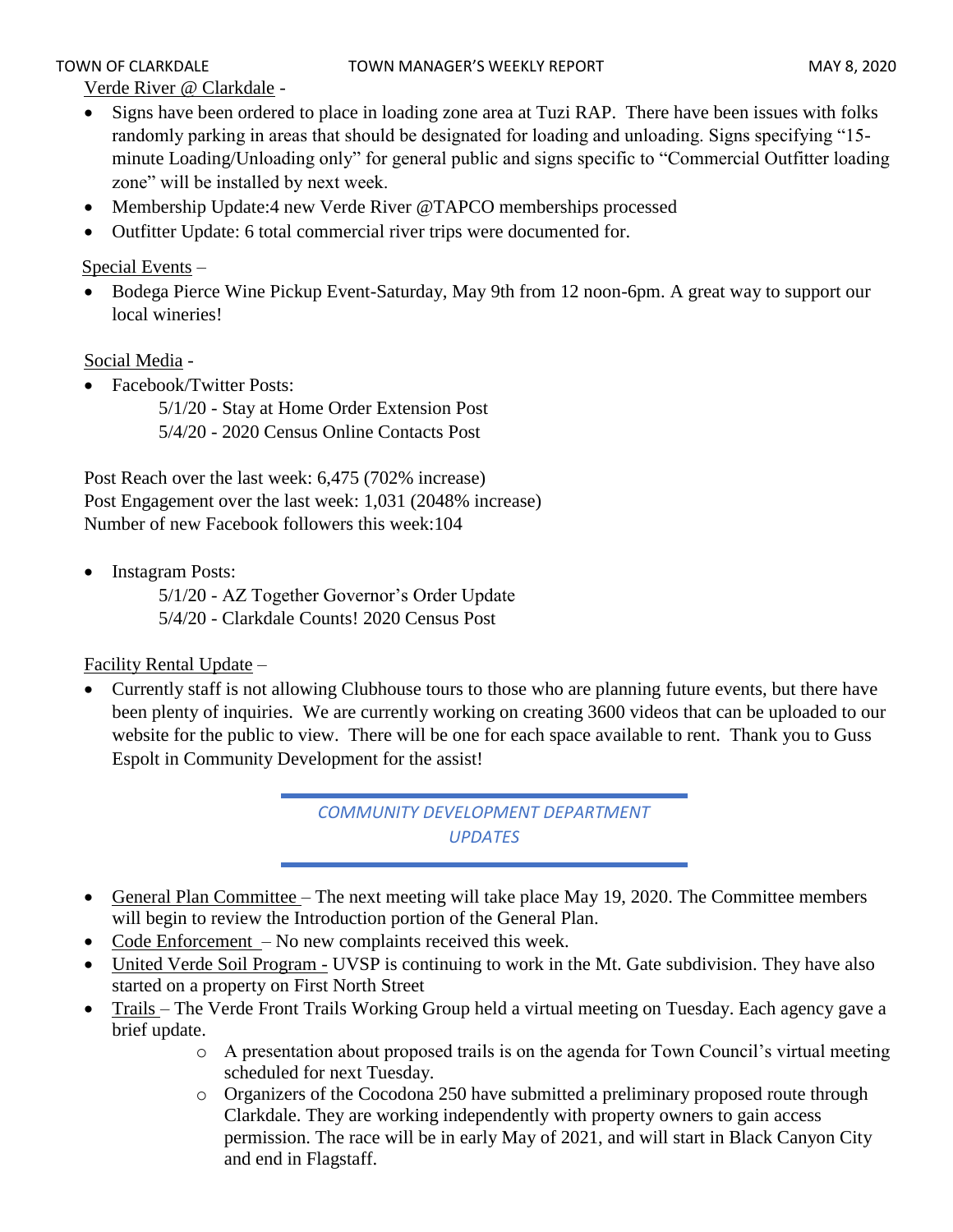Verde River @ Clarkdale -

- Signs have been ordered to place in loading zone area at Tuzi RAP. There have been issues with folks randomly parking in areas that should be designated for loading and unloading. Signs specifying "15-minute Loading/Unloading only" for general public and signs specific to "Commercial Outfitter loading zone" will be installed by next week.
- Membership Update:4 new Verde River @TAPCO memberships processed
- Outfitter Update: 6 total commercial river trips were documented for.

Special Events –

- Bodega Pierce Wine Pickup Event-Saturday, May 9th from 12 noon-6pm. A great way to support our local wineries!

Social Media -

- Facebook/Twitter Posts:
  - 5/1/20 - Stay at Home Order Extension Post
  - 5/4/20 - 2020 Census Online Contacts Post

Post Reach over the last week: 6,475 (702% increase)
Post Engagement over the last week: 1,031 (2048% increase)
Number of new Facebook followers this week:104

- Instagram Posts:
  - 5/1/20 - AZ Together Governor's Order Update
  - 5/4/20 - Clarkdale Counts! 2020 Census Post

Facility Rental Update –

- Currently staff is not allowing Clubhouse tours to those who are planning future events, but there have been plenty of inquiries. We are currently working on creating 3600 videos that can be uploaded to our website for the public to view. There will be one for each space available to rent. Thank you to Guss Espolt in Community Development for the assist!

## *COMMUNITY DEVELOPMENT DEPARTMENT UPDATES*

- General Plan Committee – The next meeting will take place May 19, 2020. The Committee members will begin to review the Introduction portion of the General Plan.
- Code Enforcement – No new complaints received this week.
- United Verde Soil Program - UVSP is continuing to work in the Mt. Gate subdivision. They have also started on a property on First North Street
- Trails – The Verde Front Trails Working Group held a virtual meeting on Tuesday. Each agency gave a brief update.
  - A presentation about proposed trails is on the agenda for Town Council's virtual meeting scheduled for next Tuesday.
  - Organizers of the Cocodona 250 have submitted a preliminary proposed route through Clarkdale. They are working independently with property owners to gain access permission. The race will be in early May of 2021, and will start in Black Canyon City and end in Flagstaff.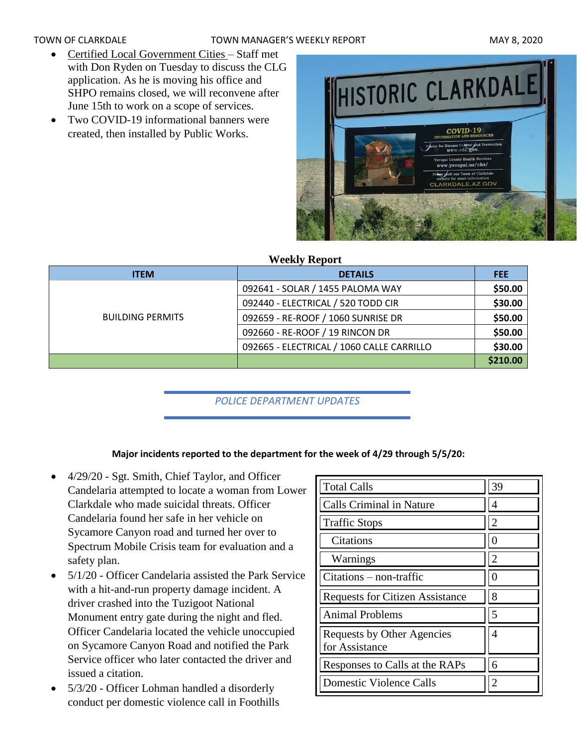- Certified Local Government Cities – Staff met with Don Ryden on Tuesday to discuss the CLG application. As he is moving his office and SHPO remains closed, we will reconvene after June 15th to work on a scope of services.
- Two COVID-19 informational banners were created, then installed by Public Works.

**Weekly Report**

| ITEM | DETAILS | FEE |
|---|---|---|
| BUILDING PERMITS | 092641 - SOLAR / 1455 PALOMA WAY | **$50.00** |
| | 092440 - ELECTRICAL / 520 TODD CIR | **$30.00** |
| | 092659 - RE-ROOF / 1060 SUNRISE DR | **$50.00** |
| | 092660 - RE-ROOF / 19 RINCON DR | **$50.00** |
| | 092665 - ELECTRICAL / 1060 CALLE CARRILLO | **$30.00** |
| | | **$210.00** |

## *POLICE DEPARTMENT UPDATES*

**Major incidents reported to the department for the week of 4/29 through 5/5/20:**

- 4/29/20 - Sgt. Smith, Chief Taylor, and Officer Candelaria attempted to locate a woman from Lower Clarkdale who made suicidal threats. Officer Candelaria found her safe in her vehicle on Sycamore Canyon road and turned her over to Spectrum Mobile Crisis team for evaluation and a safety plan.
- 5/1/20 - Officer Candelaria assisted the Park Service with a hit-and-run property damage incident. A driver crashed into the Tuzigoot National Monument entry gate during the night and fled. Officer Candelaria located the vehicle unoccupied on Sycamore Canyon Road and notified the Park Service officer who later contacted the driver and issued a citation.
- 5/3/20 - Officer Lohman handled a disorderly conduct per domestic violence call in Foothills

| | |
|---|---|
| Total Calls | 39 |
| Calls Criminal in Nature | 4 |
| Traffic Stops | 2 |
| Citations | 0 |
| Warnings | 2 |
| Citations – non-traffic | 0 |
| Requests for Citizen Assistance | 8 |
| Animal Problems | 5 |
| Requests by Other Agencies for Assistance | 4 |
| Responses to Calls at the RAPs | 6 |
| Domestic Violence Calls | 2 |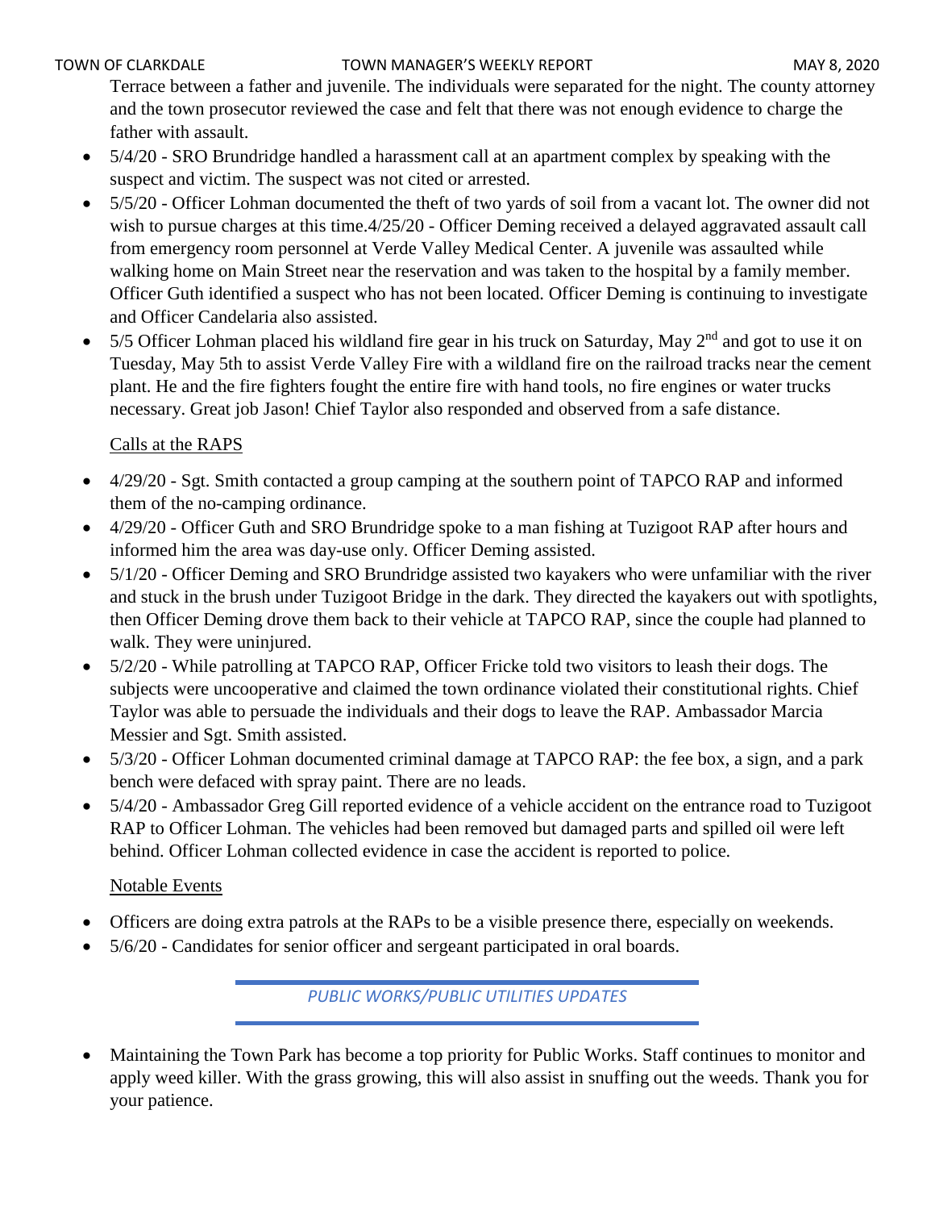Terrace between a father and juvenile. The individuals were separated for the night. The county attorney and the town prosecutor reviewed the case and felt that there was not enough evidence to charge the father with assault.

- 5/4/20 - SRO Brundridge handled a harassment call at an apartment complex by speaking with the suspect and victim. The suspect was not cited or arrested.
- 5/5/20 - Officer Lohman documented the theft of two yards of soil from a vacant lot. The owner did not wish to pursue charges at this time.4/25/20 - Officer Deming received a delayed aggravated assault call from emergency room personnel at Verde Valley Medical Center. A juvenile was assaulted while walking home on Main Street near the reservation and was taken to the hospital by a family member. Officer Guth identified a suspect who has not been located. Officer Deming is continuing to investigate and Officer Candelaria also assisted.
- 5/5 Officer Lohman placed his wildland fire gear in his truck on Saturday, May 2nd and got to use it on Tuesday, May 5th to assist Verde Valley Fire with a wildland fire on the railroad tracks near the cement plant. He and the fire fighters fought the entire fire with hand tools, no fire engines or water trucks necessary. Great job Jason! Chief Taylor also responded and observed from a safe distance.

Calls at the RAPS

- 4/29/20 - Sgt. Smith contacted a group camping at the southern point of TAPCO RAP and informed them of the no-camping ordinance.
- 4/29/20 - Officer Guth and SRO Brundridge spoke to a man fishing at Tuzigoot RAP after hours and informed him the area was day-use only. Officer Deming assisted.
- 5/1/20 - Officer Deming and SRO Brundridge assisted two kayakers who were unfamiliar with the river and stuck in the brush under Tuzigoot Bridge in the dark. They directed the kayakers out with spotlights, then Officer Deming drove them back to their vehicle at TAPCO RAP, since the couple had planned to walk. They were uninjured.
- 5/2/20 - While patrolling at TAPCO RAP, Officer Fricke told two visitors to leash their dogs. The subjects were uncooperative and claimed the town ordinance violated their constitutional rights. Chief Taylor was able to persuade the individuals and their dogs to leave the RAP. Ambassador Marcia Messier and Sgt. Smith assisted.
- 5/3/20 - Officer Lohman documented criminal damage at TAPCO RAP: the fee box, a sign, and a park bench were defaced with spray paint. There are no leads.
- 5/4/20 - Ambassador Greg Gill reported evidence of a vehicle accident on the entrance road to Tuzigoot RAP to Officer Lohman. The vehicles had been removed but damaged parts and spilled oil were left behind. Officer Lohman collected evidence in case the accident is reported to police.

Notable Events

- Officers are doing extra patrols at the RAPs to be a visible presence there, especially on weekends.
- 5/6/20 - Candidates for senior officer and sergeant participated in oral boards.

## *PUBLIC WORKS/PUBLIC UTILITIES UPDATES*

- Maintaining the Town Park has become a top priority for Public Works. Staff continues to monitor and apply weed killer. With the grass growing, this will also assist in snuffing out the weeds. Thank you for your patience.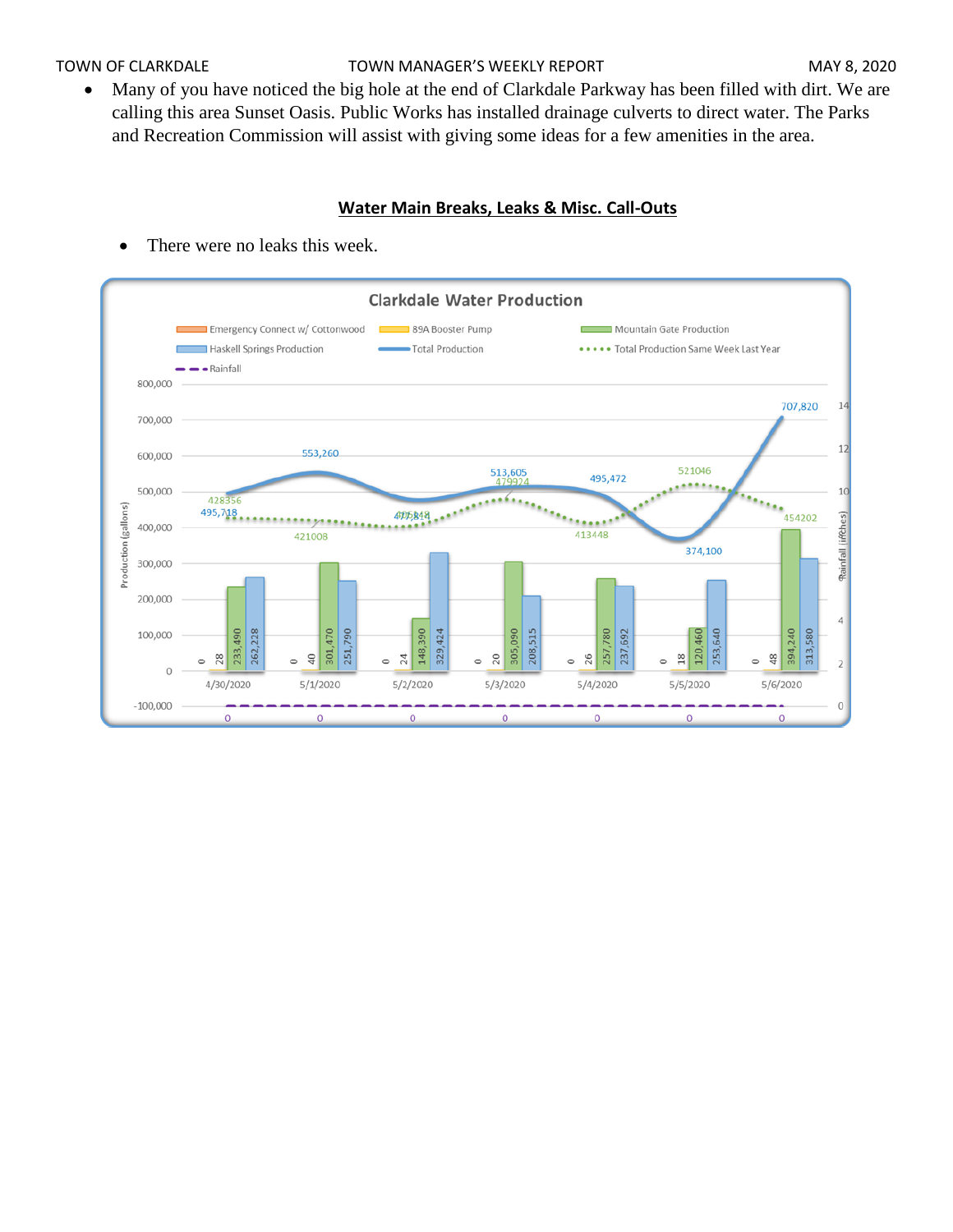- Many of you have noticed the big hole at the end of Clarkdale Parkway has been filled with dirt. We are calling this area Sunset Oasis. Public Works has installed drainage culverts to direct water. The Parks and Recreation Commission will assist with giving some ideas for a few amenities in the area.

## Water Main Breaks, Leaks & Misc. Call-Outs

- There were no leaks this week.

Clarkdale Water Production

Emergency Connect w/ Cottonwood
89A Booster Pump
Mountain Gate Production
Haskell Springs Production
Total Production
Total Production Same Week Last Year
Rainfall

Production (gallons)
Rainfall (inches)

800,000
700,000
600,000
500,000
400,000
300,000
200,000
100,000
0
-100,000

14
12
10
8
6
4
2
0

4/30/2020: 0, 28, 233,490, 262,228, 495,718, 428356, 0
5/1/2020: 0, 40, 301,470, 251,790, 553,260, 421008, 0
5/2/2020: 0, 24, 148,390, 329,424, 477,814, 477,838, 0
5/3/2020: 0, 20, 305,090, 208,515, 513,605, 479924, 0
5/4/2020: 0, 26, 257,780, 237,692, 495,472, 413448, 0
5/5/2020: 0, 18, 120,460, 253,640, 374,100, 521046, 0
5/6/2020: 0, 48, 394,240, 313,580, 707,820, 454202, 0